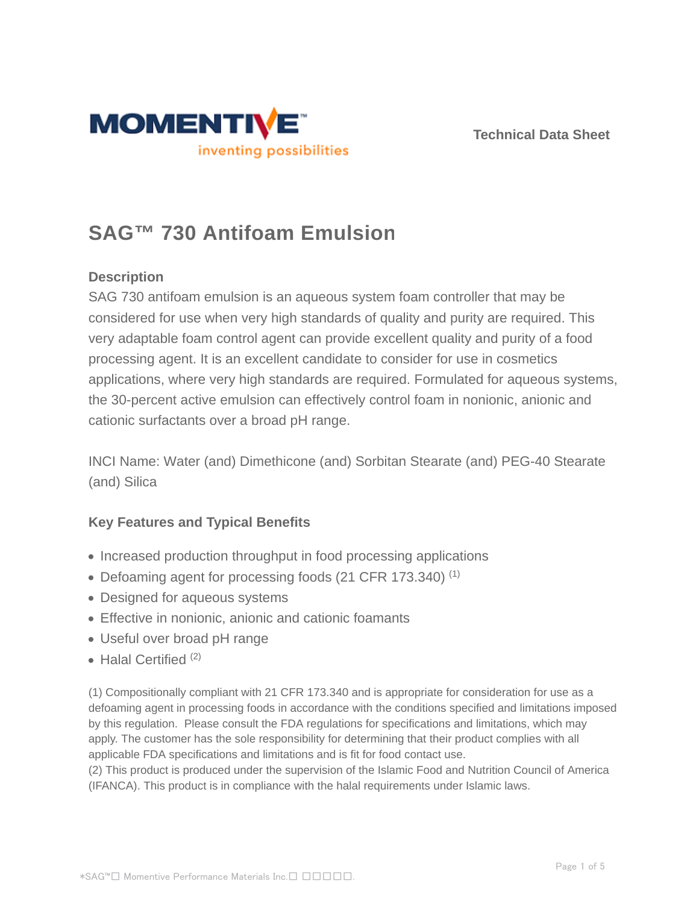Technical Data Sheet

# SAG™ 730 Antifoam Emulsion

### Description

SAG 730 antifoam emulsion is an aqueous system foam controller that may be considered for use when very high standards of quality and purity are required. This very adaptable foam control agent can provide excellent quality and purity of a food processing agent. It is an excellent candidate to consider for use in cosmetics applications, where very high standards are required. Formulated for aqueous systems, the 30-percent active emulsion can effectively control foam in nonionic, anionic and cationic surfactants over a broad pH range.

INCI Name: Water (and) Dimethicone (and) Sorbitan Stearate (and) PEG-40 Stearate (and) Silica

### Key Features and Typical Benefits

- Increased production throughput in food processing applications
- Defoaming agent for processing foods (21 CFR 173.340) (1)
- Designed for aqueous systems
- Effective in nonionic, anionic and cationic foamants
- Useful over broad pH range
- Halal Certified (2)

(1) Compositionally compliant with 21 CFR 173.340 and is appropriate for consideration for use as a defoaming agent in processing foods in accordance with the conditions specified and limitations imposed by this regulation. Please consult the FDA regulations for specifications and limitations, which may apply. The customer has the sole responsibility for determining that their product complies with all applicable FDA specifications and limitations and is fit for food contact use.
(2) This product is produced under the supervision of the Islamic Food and Nutrition Council of America (IFANCA). This product is in compliance with the halal requirements under Islamic laws.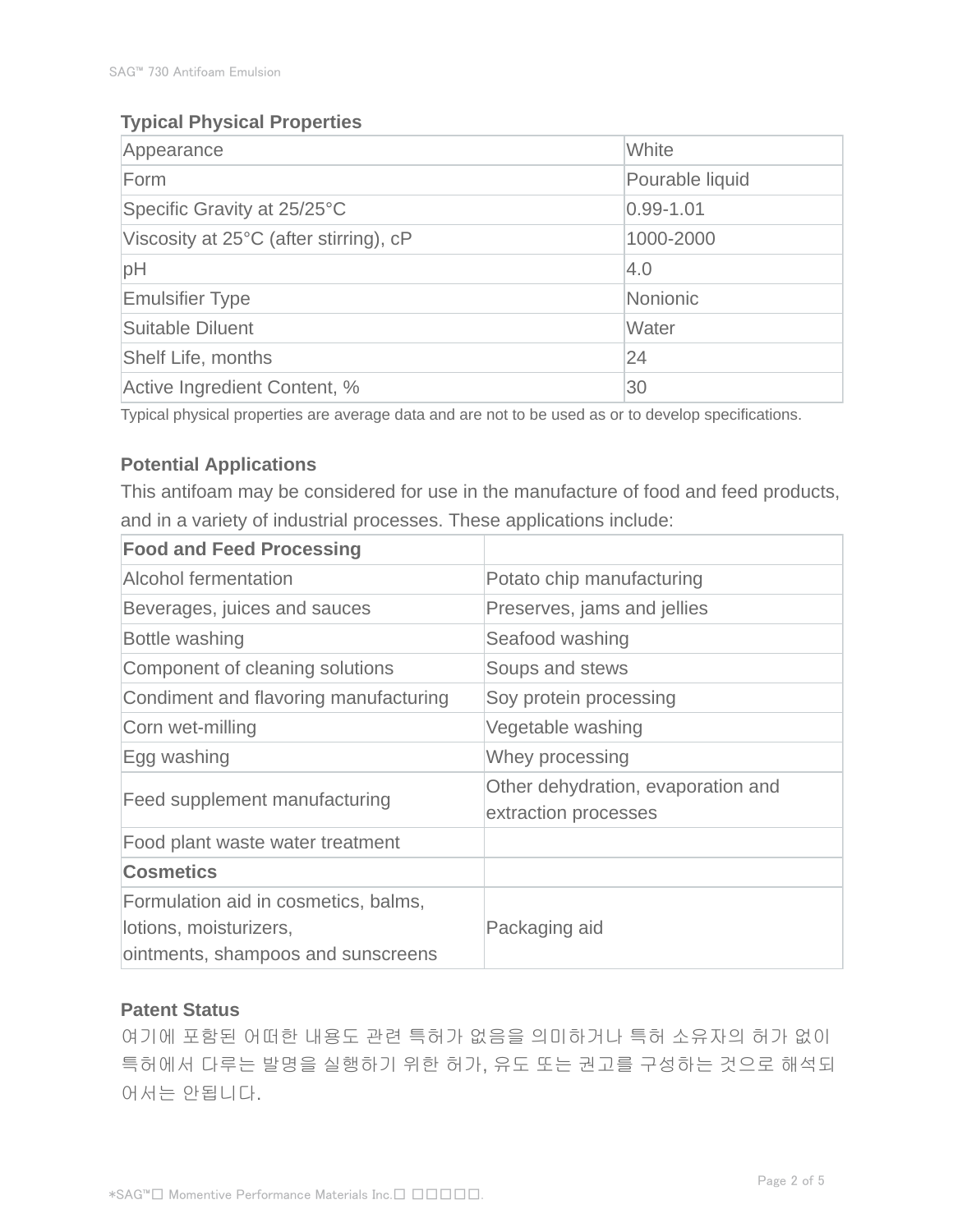## Typical Physical Properties

| Appearance | White |
|---|---|
| Form | Pourable liquid |
| Specific Gravity at 25/25°C | 0.99-1.01 |
| Viscosity at 25°C (after stirring), cP | 1000-2000 |
| pH | 4.0 |
| Emulsifier Type | Nonionic |
| Suitable Diluent | Water |
| Shelf Life, months | 24 |
| Active Ingredient Content, % | 30 |

Typical physical properties are average data and are not to be used as or to develop specifications.

## Potential Applications

This antifoam may be considered for use in the manufacture of food and feed products, and in a variety of industrial processes. These applications include:

| **Food and Feed Processing** | |
|---|---|
| Alcohol fermentation | Potato chip manufacturing |
| Beverages, juices and sauces | Preserves, jams and jellies |
| Bottle washing | Seafood washing |
| Component of cleaning solutions | Soups and stews |
| Condiment and flavoring manufacturing | Soy protein processing |
| Corn wet-milling | Vegetable washing |
| Egg washing | Whey processing |
| Feed supplement manufacturing | Other dehydration, evaporation and extraction processes |
| Food plant waste water treatment | |
| **Cosmetics** | |
| Formulation aid in cosmetics, balms, lotions, moisturizers, ointments, shampoos and sunscreens | Packaging aid |

## Patent Status

여기에 포함된 어떠한 내용도 관련 특허가 없음을 의미하거나 특허 소유자의 허가 없이 특허에서 다루는 발명을 실행하기 위한 허가, 유도 또는 권고를 구성하는 것으로 해석되어서는 안됩니다.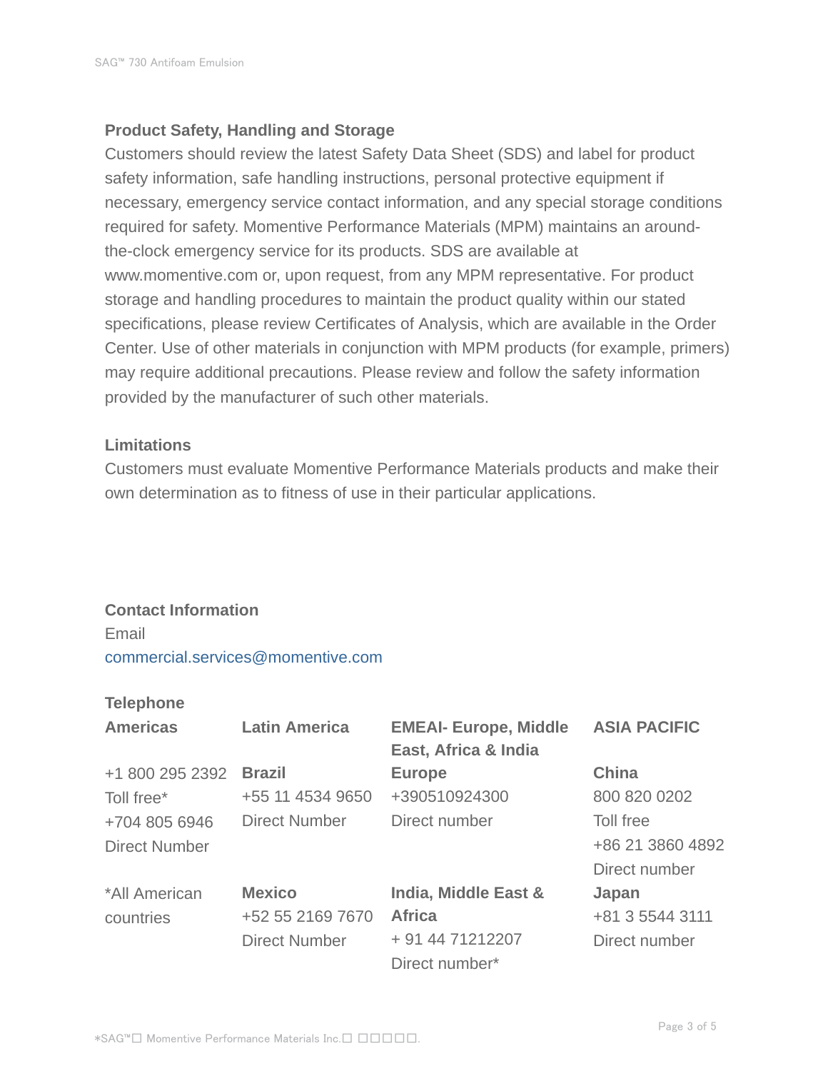## Product Safety, Handling and Storage

Customers should review the latest Safety Data Sheet (SDS) and label for product safety information, safe handling instructions, personal protective equipment if necessary, emergency service contact information, and any special storage conditions required for safety. Momentive Performance Materials (MPM) maintains an around-the-clock emergency service for its products. SDS are available at www.momentive.com or, upon request, from any MPM representative. For product storage and handling procedures to maintain the product quality within our stated specifications, please review Certificates of Analysis, which are available in the Order Center. Use of other materials in conjunction with MPM products (for example, primers) may require additional precautions. Please review and follow the safety information provided by the manufacturer of such other materials.

## Limitations

Customers must evaluate Momentive Performance Materials products and make their own determination as to fitness of use in their particular applications.

## Contact Information

Email

commercial.services@momentive.com

**Telephone**

| Americas | Latin America | EMEAI- Europe, Middle East, Africa & India | ASIA PACIFIC |
|---|---|---|---|
| +1 800 295 2392<br>Toll free*<br>+704 805 6946<br>Direct Number | **Brazil**<br>+55 11 4534 9650<br>Direct Number | **Europe**<br>+390510924300<br>Direct number | **China**<br>800 820 0202<br>Toll free<br>+86 21 3860 4892<br>Direct number |
| *All American countries | **Mexico**<br>+52 55 2169 7670<br>Direct Number | **India, Middle East & Africa**<br>+ 91 44 71212207<br>Direct number* | **Japan**<br>+81 3 5544 3111<br>Direct number |

*SAG™□ Momentive Performance Materials Inc.□ □□□□□.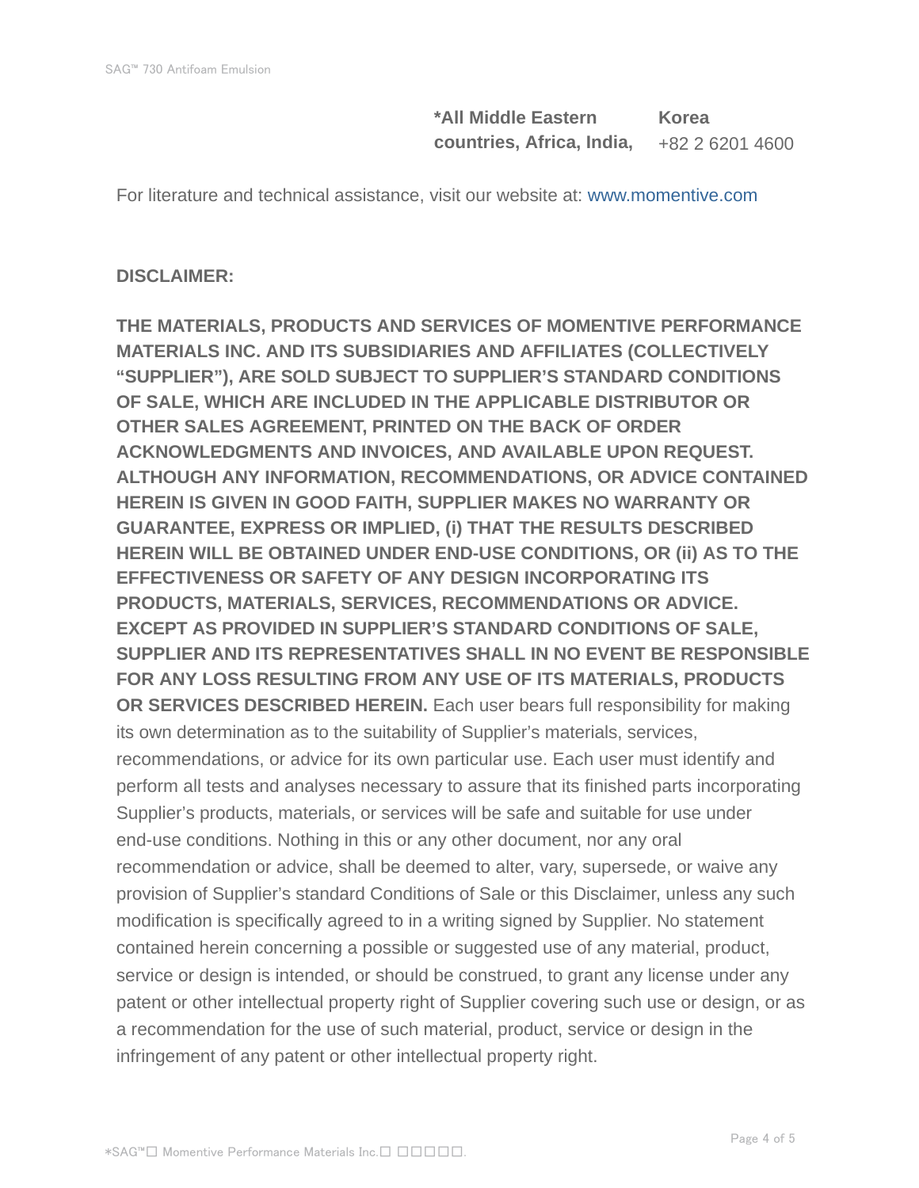| **\*All Middle Eastern countries, Africa, India,** | **Korea** +82 2 6201 4600 |
| --- | --- |

For literature and technical assistance, visit our website at: www.momentive.com

**DISCLAIMER:**

**THE MATERIALS, PRODUCTS AND SERVICES OF MOMENTIVE PERFORMANCE MATERIALS INC. AND ITS SUBSIDIARIES AND AFFILIATES (COLLECTIVELY "SUPPLIER"), ARE SOLD SUBJECT TO SUPPLIER'S STANDARD CONDITIONS OF SALE, WHICH ARE INCLUDED IN THE APPLICABLE DISTRIBUTOR OR OTHER SALES AGREEMENT, PRINTED ON THE BACK OF ORDER ACKNOWLEDGMENTS AND INVOICES, AND AVAILABLE UPON REQUEST. ALTHOUGH ANY INFORMATION, RECOMMENDATIONS, OR ADVICE CONTAINED HEREIN IS GIVEN IN GOOD FAITH, SUPPLIER MAKES NO WARRANTY OR GUARANTEE, EXPRESS OR IMPLIED, (i) THAT THE RESULTS DESCRIBED HEREIN WILL BE OBTAINED UNDER END-USE CONDITIONS, OR (ii) AS TO THE EFFECTIVENESS OR SAFETY OF ANY DESIGN INCORPORATING ITS PRODUCTS, MATERIALS, SERVICES, RECOMMENDATIONS OR ADVICE. EXCEPT AS PROVIDED IN SUPPLIER'S STANDARD CONDITIONS OF SALE, SUPPLIER AND ITS REPRESENTATIVES SHALL IN NO EVENT BE RESPONSIBLE FOR ANY LOSS RESULTING FROM ANY USE OF ITS MATERIALS, PRODUCTS OR SERVICES DESCRIBED HEREIN.** Each user bears full responsibility for making its own determination as to the suitability of Supplier's materials, services, recommendations, or advice for its own particular use. Each user must identify and perform all tests and analyses necessary to assure that its finished parts incorporating Supplier's products, materials, or services will be safe and suitable for use under end-use conditions. Nothing in this or any other document, nor any oral recommendation or advice, shall be deemed to alter, vary, supersede, or waive any provision of Supplier's standard Conditions of Sale or this Disclaimer, unless any such modification is specifically agreed to in a writing signed by Supplier. No statement contained herein concerning a possible or suggested use of any material, product, service or design is intended, or should be construed, to grant any license under any patent or other intellectual property right of Supplier covering such use or design, or as a recommendation for the use of such material, product, service or design in the infringement of any patent or other intellectual property right.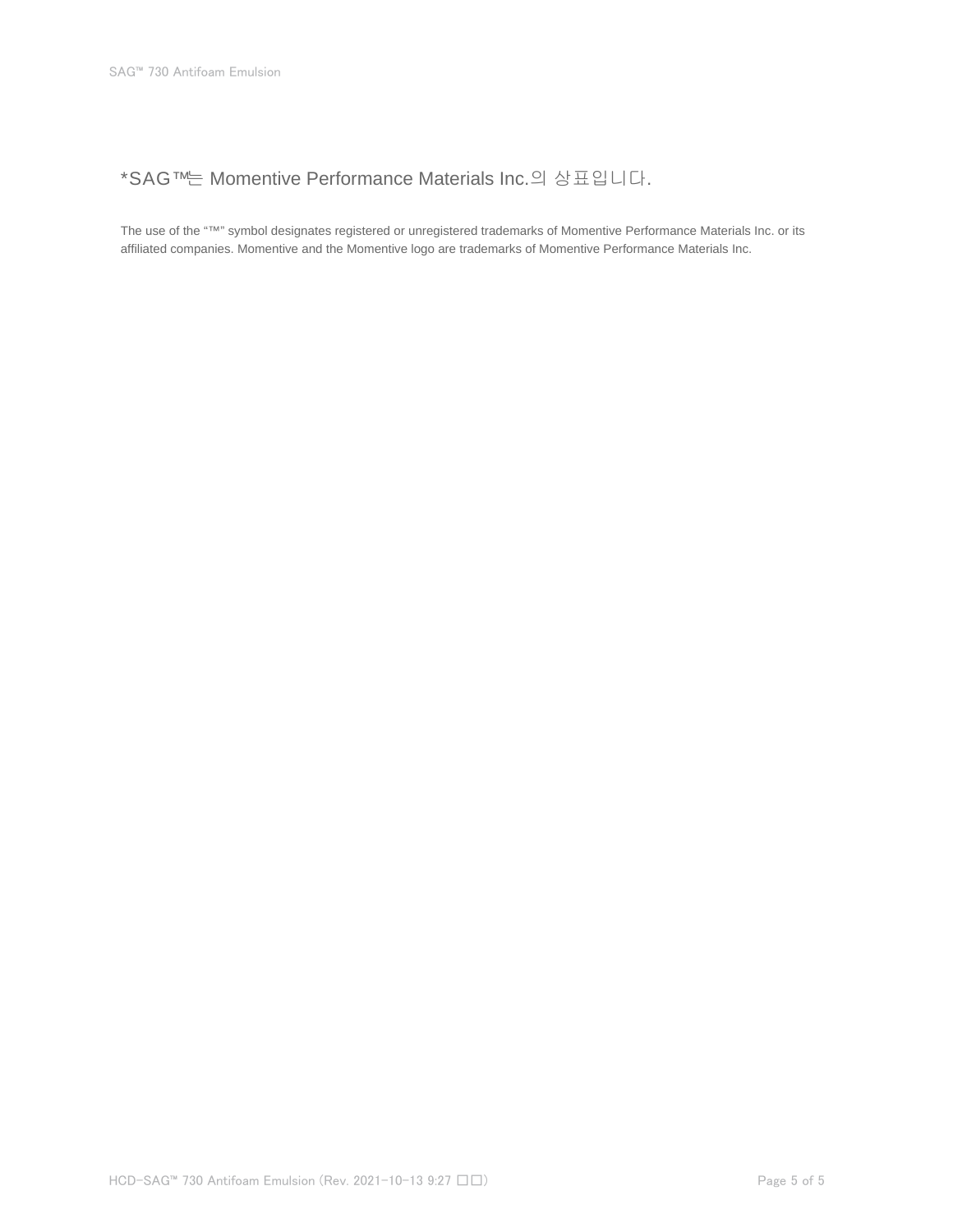*SAG™는 Momentive Performance Materials Inc.의 상표입니다.

The use of the "™" symbol designates registered or unregistered trademarks of Momentive Performance Materials Inc. or its affiliated companies. Momentive and the Momentive logo are trademarks of Momentive Performance Materials Inc.